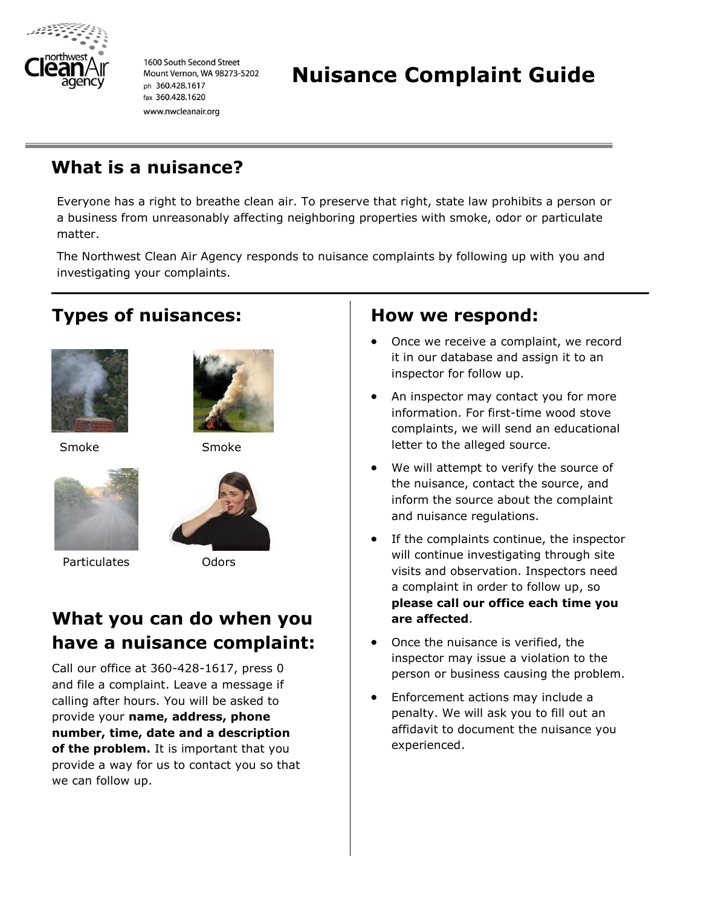northwest Clean Air agency

1600 South Second Street
Mount Vernon, WA 98273-5202
ph 360.428.1617
fax 360.428.1620
www.nwcleanair.org

# Nuisance Complaint Guide

## What is a nuisance?

Everyone has a right to breathe clean air. To preserve that right, state law prohibits a person or a business from unreasonably affecting neighboring properties with smoke, odor or particulate matter.

The Northwest Clean Air Agency responds to nuisance complaints by following up with you and investigating your complaints.

## Types of nuisances:

Smoke

Smoke

Particulates

Odors

## What you can do when you have a nuisance complaint:

Call our office at 360-428-1617, press 0 and file a complaint. Leave a message if calling after hours. You will be asked to provide your **name, address, phone number, time, date and a description of the problem.** It is important that you provide a way for us to contact you so that we can follow up.

## How we respond:

- Once we receive a complaint, we record it in our database and assign it to an inspector for follow up.
- An inspector may contact you for more information. For first-time wood stove complaints, we will send an educational letter to the alleged source.
- We will attempt to verify the source of the nuisance, contact the source, and inform the source about the complaint and nuisance regulations.
- If the complaints continue, the inspector will continue investigating through site visits and observation. Inspectors need a complaint in order to follow up, so **please call our office each time you are affected**.
- Once the nuisance is verified, the inspector may issue a violation to the person or business causing the problem.
- Enforcement actions may include a penalty. We will ask you to fill out an affidavit to document the nuisance you experienced.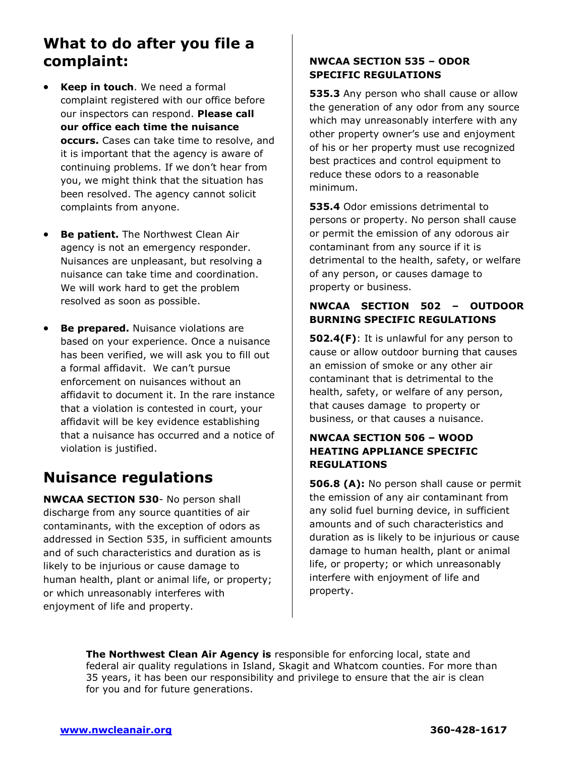## What to do after you file a complaint:

- **Keep in touch**. We need a formal complaint registered with our office before our inspectors can respond. **Please call our office each time the nuisance occurs.** Cases can take time to resolve, and it is important that the agency is aware of continuing problems. If we don't hear from you, we might think that the situation has been resolved. The agency cannot solicit complaints from anyone.

- **Be patient.** The Northwest Clean Air agency is not an emergency responder. Nuisances are unpleasant, but resolving a nuisance can take time and coordination. We will work hard to get the problem resolved as soon as possible.

- **Be prepared.** Nuisance violations are based on your experience. Once a nuisance has been verified, we will ask you to fill out a formal affidavit. We can't pursue enforcement on nuisances without an affidavit to document it. In the rare instance that a violation is contested in court, your affidavit will be key evidence establishing that a nuisance has occurred and a notice of violation is justified.

## Nuisance regulations

**NWCAA SECTION 530**- No person shall discharge from any source quantities of air contaminants, with the exception of odors as addressed in Section 535, in sufficient amounts and of such characteristics and duration as is likely to be injurious or cause damage to human health, plant or animal life, or property; or which unreasonably interferes with enjoyment of life and property.

#### NWCAA SECTION 535 – ODOR SPECIFIC REGULATIONS

**535.3** Any person who shall cause or allow the generation of any odor from any source which may unreasonably interfere with any other property owner's use and enjoyment of his or her property must use recognized best practices and control equipment to reduce these odors to a reasonable minimum.

**535.4** Odor emissions detrimental to persons or property. No person shall cause or permit the emission of any odorous air contaminant from any source if it is detrimental to the health, safety, or welfare of any person, or causes damage to property or business.

#### NWCAA SECTION 502 – OUTDOOR BURNING SPECIFIC REGULATIONS

**502.4(F)**: It is unlawful for any person to cause or allow outdoor burning that causes an emission of smoke or any other air contaminant that is detrimental to the health, safety, or welfare of any person, that causes damage to property or business, or that causes a nuisance.

#### NWCAA SECTION 506 – WOOD HEATING APPLIANCE SPECIFIC REGULATIONS

**506.8 (A):** No person shall cause or permit the emission of any air contaminant from any solid fuel burning device, in sufficient amounts and of such characteristics and duration as is likely to be injurious or cause damage to human health, plant or animal life, or property; or which unreasonably interfere with enjoyment of life and property.

**The Northwest Clean Air Agency is** responsible for enforcing local, state and federal air quality regulations in Island, Skagit and Whatcom counties. For more than 35 years, it has been our responsibility and privilege to ensure that the air is clean for you and for future generations.

www.nwcleanair.org

**360-428-1617**